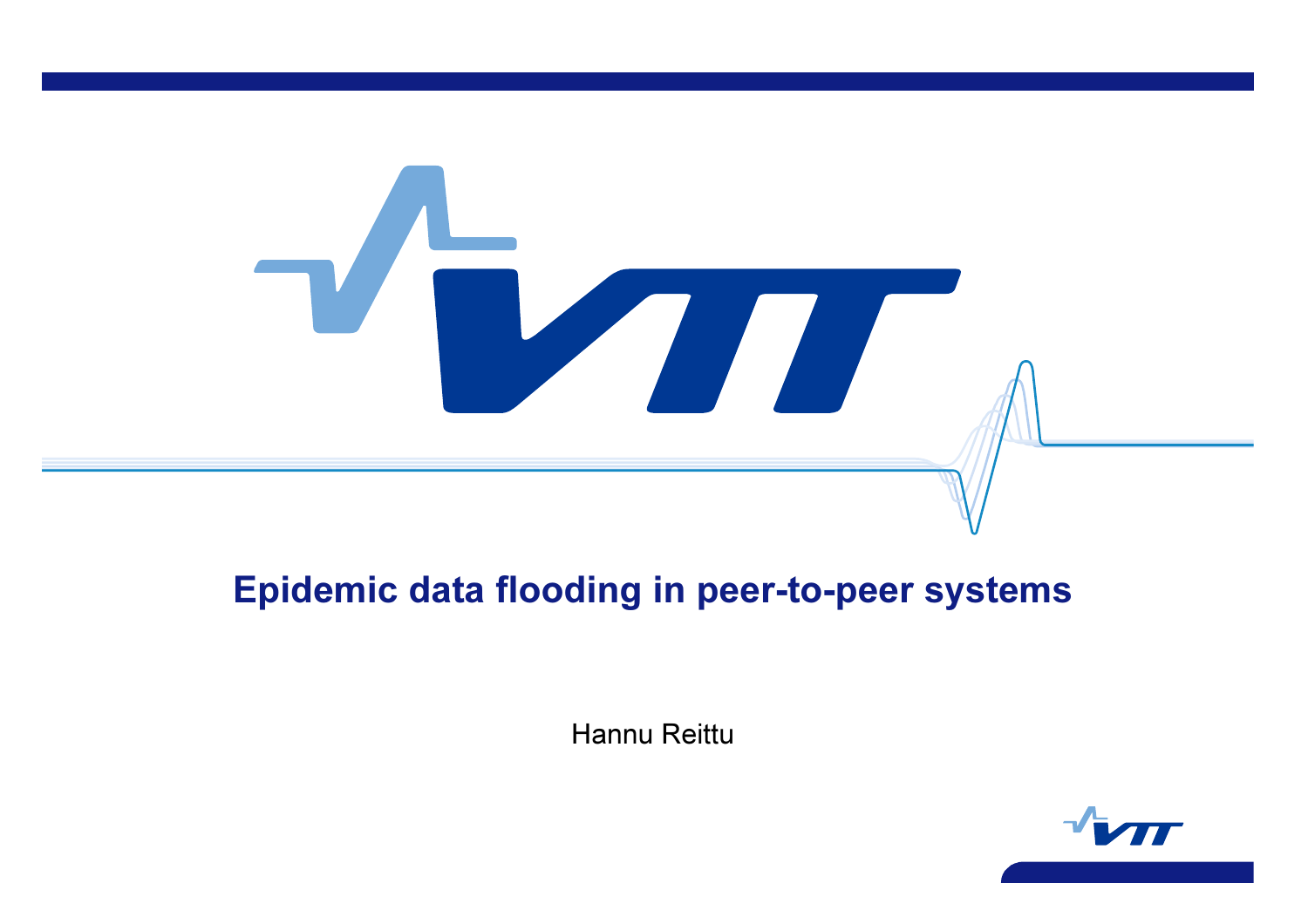# Epidemic data flooding in peer-to-peer systems

Hannu Reittu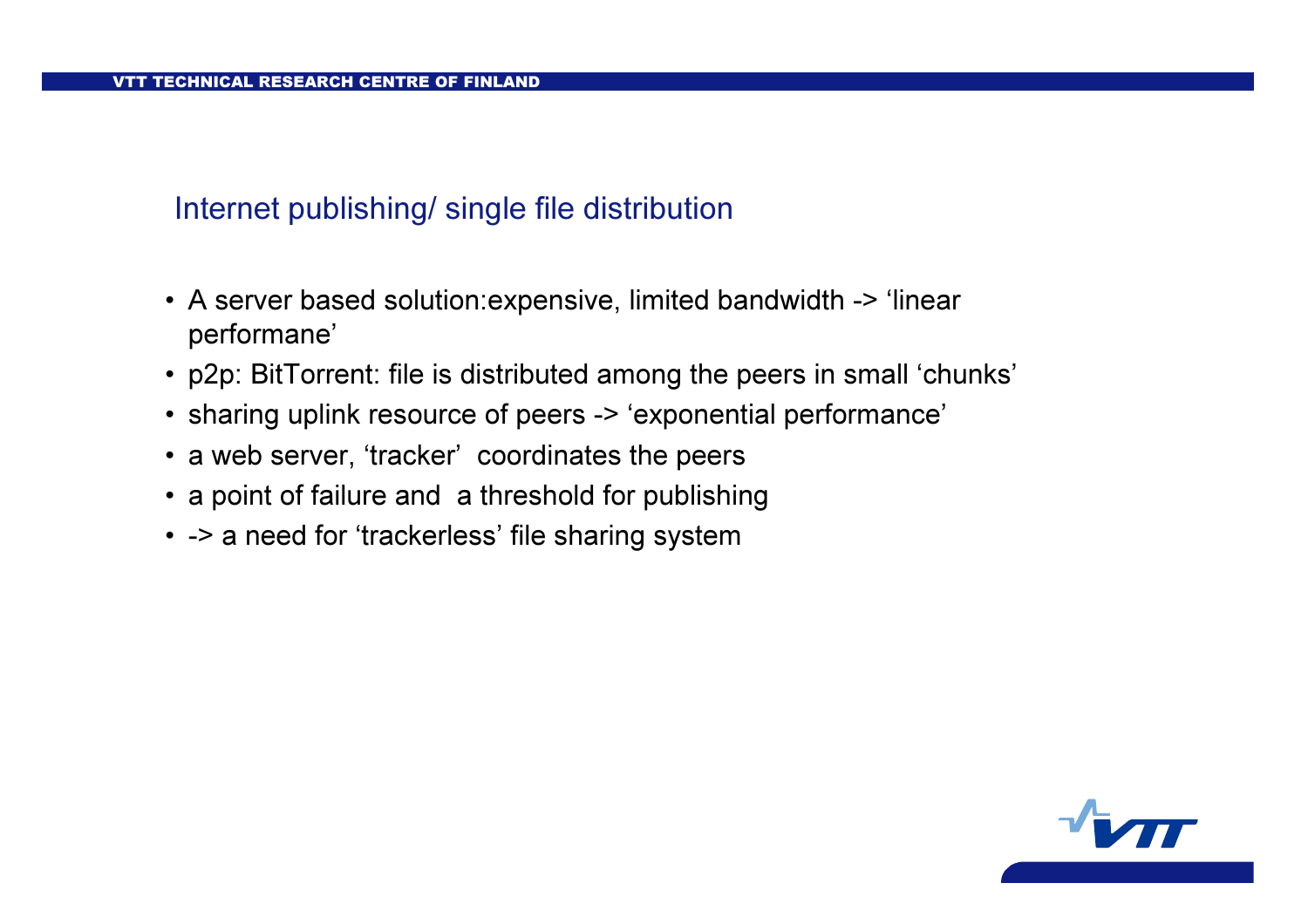## Internet publishing/ single file distribution

- A server based solution:expensive, limited bandwidth -> ‘linear performane’
- p2p: BitTorrent: file is distributed among the peers in small ‘chunks’
- sharing uplink resource of peers -> ‘exponential performance’
- a web server, ‘tracker’ coordinates the peers
- a point of failure and a threshold for publishing
- -> a need for ‘trackerless’ file sharing system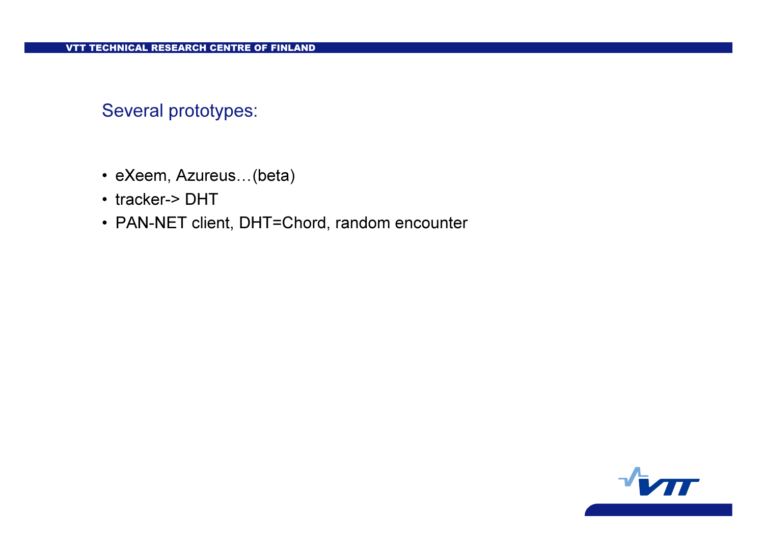## Several prototypes:

- eXeem, Azureus…(beta)
- tracker-> DHT
- PAN-NET client, DHT=Chord, random encounter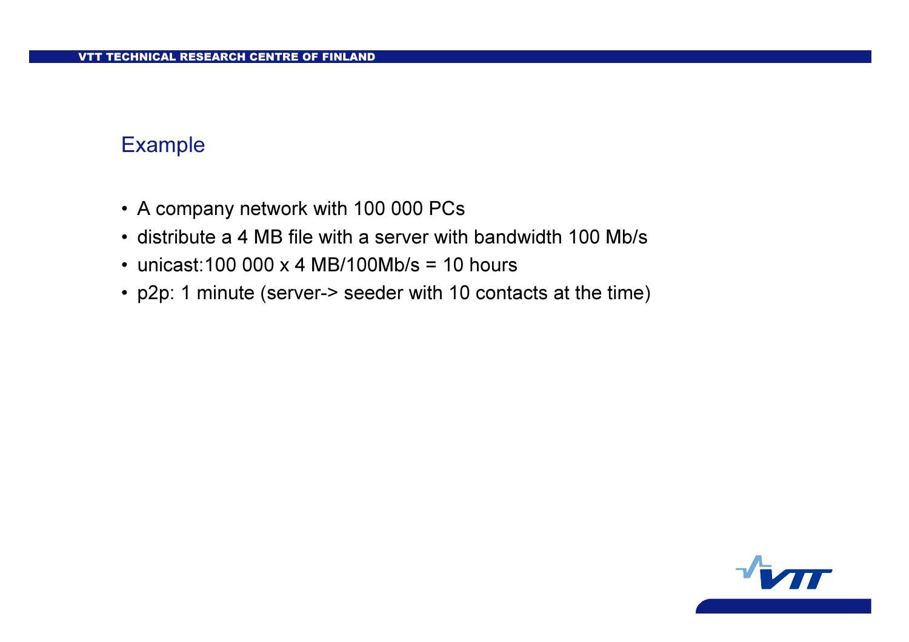## Example

- A company network with 100 000 PCs
- distribute a 4 MB file with a server with bandwidth 100 Mb/s
- unicast:100 000 x 4 MB/100Mb/s = 10 hours
- p2p: 1 minute (server-> seeder with 10 contacts at the time)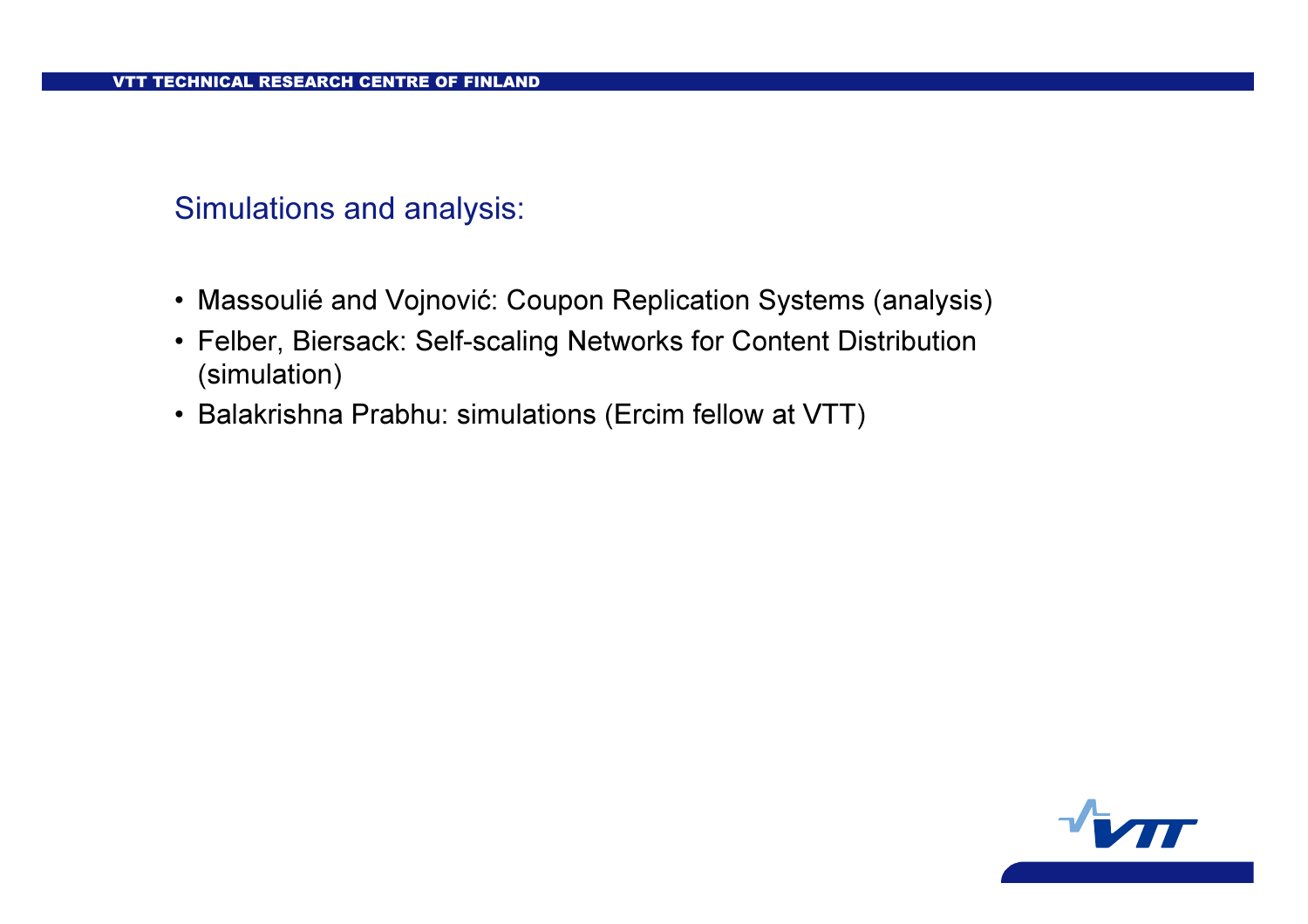## Simulations and analysis:

- Massoulié and Vojnović: Coupon Replication Systems (analysis)
- Felber, Biersack: Self-scaling Networks for Content Distribution (simulation)
- Balakrishna Prabhu: simulations (Ercim fellow at VTT)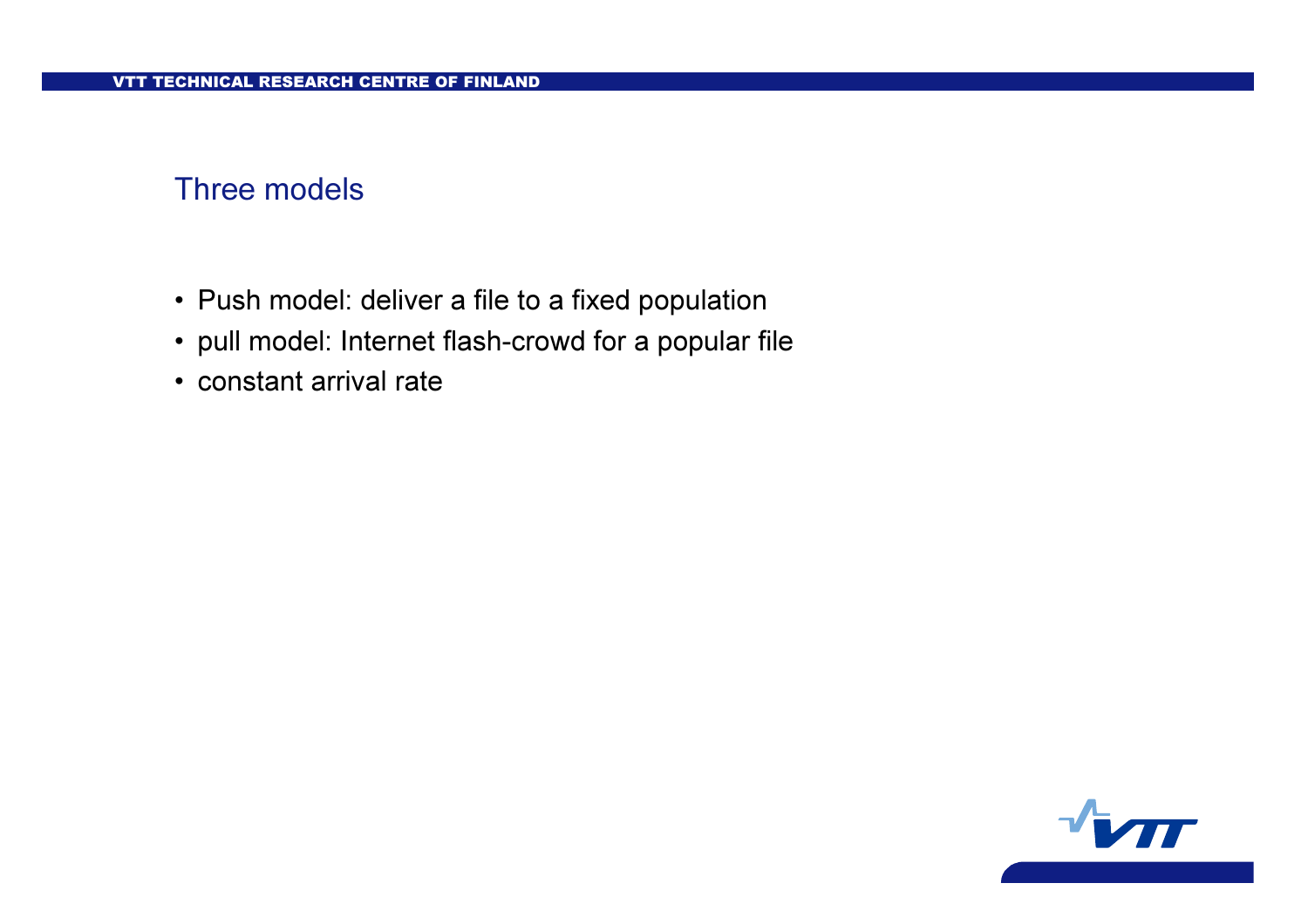## Three models

- Push model: deliver a file to a fixed population
- pull model: Internet flash-crowd for a popular file
- constant arrival rate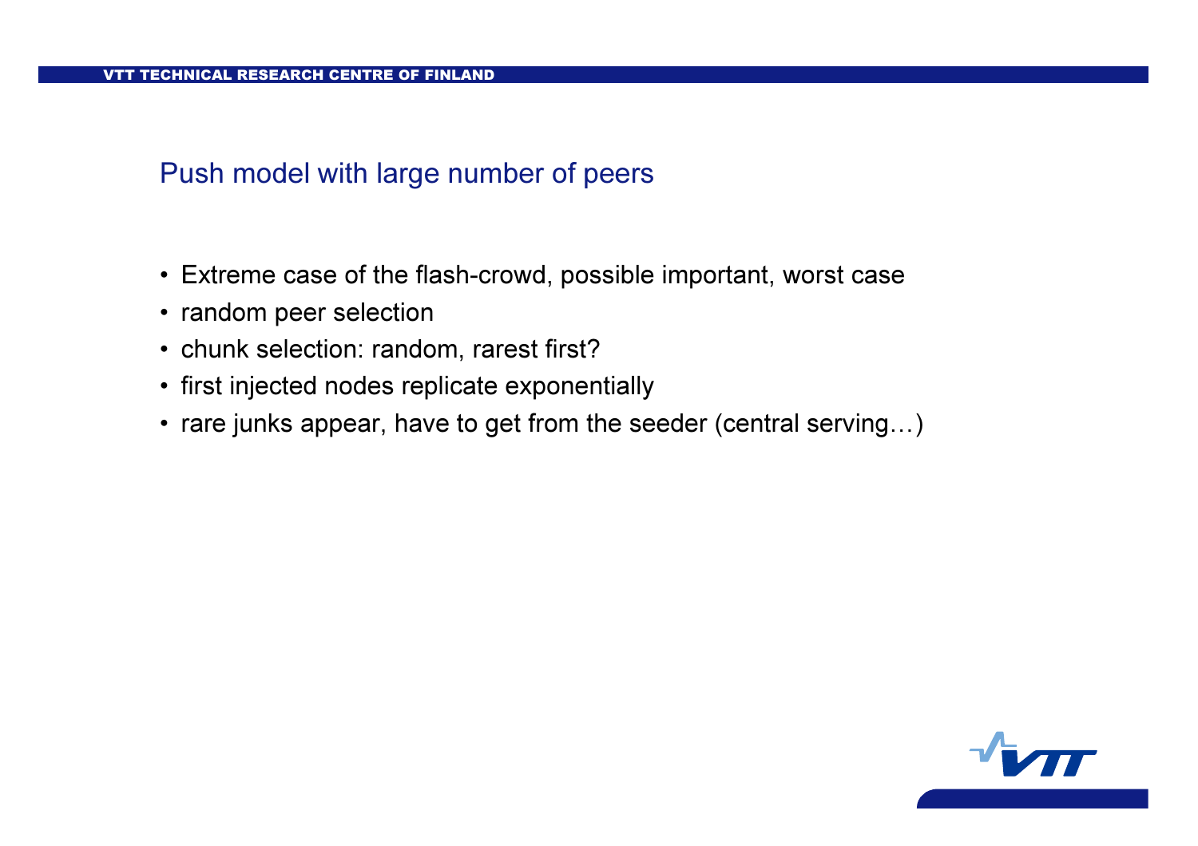## Push model with large number of peers

- Extreme case of the flash-crowd, possible important, worst case
- random peer selection
- chunk selection: random, rarest first?
- first injected nodes replicate exponentially
- rare junks appear, have to get from the seeder (central serving…)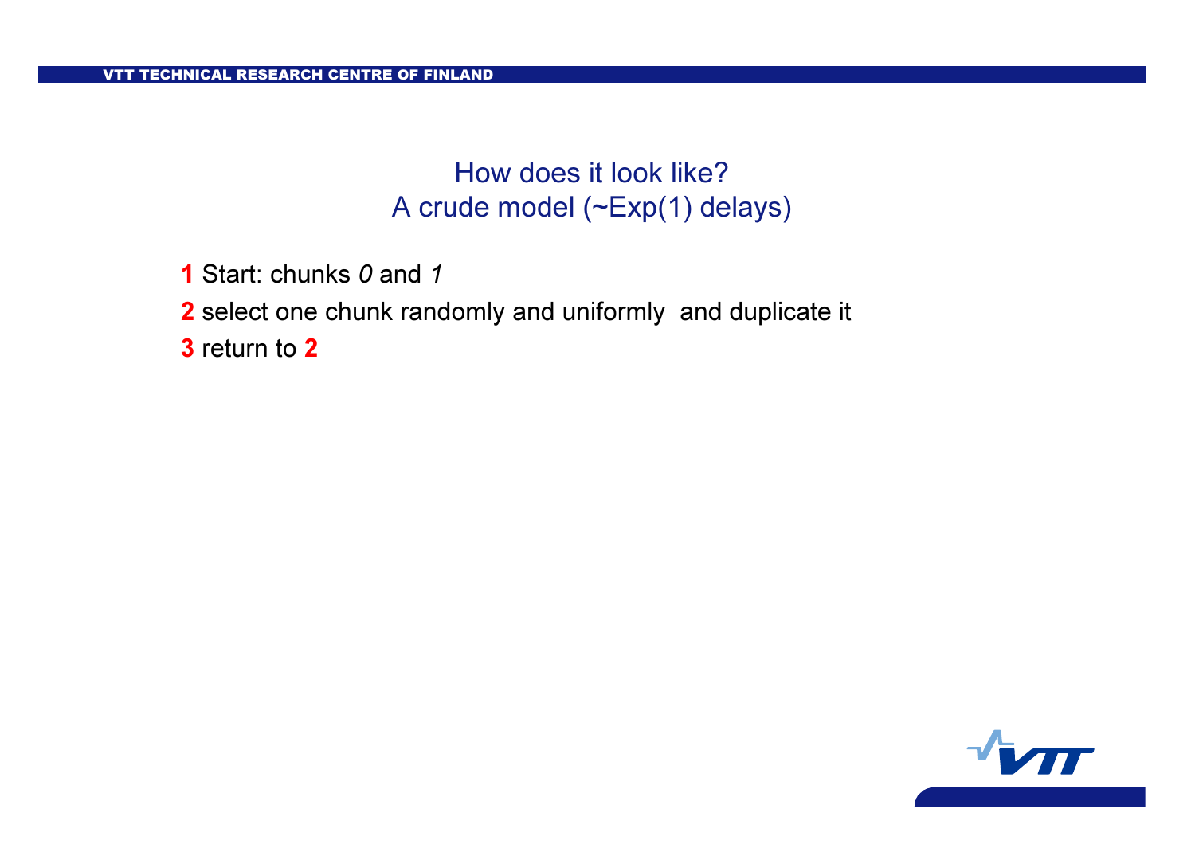## How does it look like?
## A crude model (~Exp(1) delays)

**1** Start: chunks *0* and *1*

**2** select one chunk randomly and uniformly and duplicate it

**3** return to **2**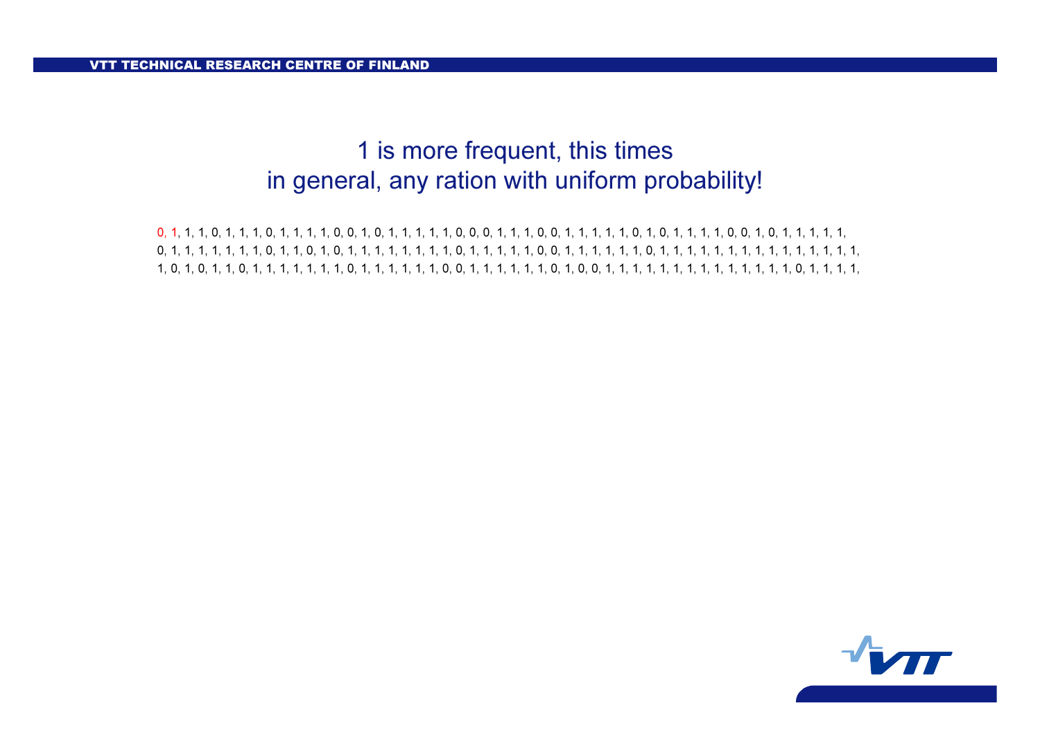# 1 is more frequent, this times
# in general, any ration with uniform probability!

0, 1, 1, 1, 0, 1, 1, 1, 0, 1, 1, 1, 1, 0, 0, 1, 0, 1, 1, 1, 1, 1, 0, 0, 0, 1, 1, 1, 0, 0, 1, 1, 1, 1, 1, 0, 1, 0, 1, 1, 1, 1, 0, 0, 1, 0, 1, 1, 1, 1, 1,
0, 1, 1, 1, 1, 1, 1, 1, 0, 1, 1, 0, 1, 0, 1, 1, 1, 1, 1, 1, 1, 1, 1, 0, 1, 1, 1, 1, 1, 0, 0, 1, 1, 1, 1, 1, 1, 0, 1, 1, 1, 1, 1, 1, 1, 1, 1, 1, 1, 1, 1, 1, 1,
1, 0, 1, 0, 1, 1, 0, 1, 1, 1, 1, 1, 1, 1, 0, 1, 1, 1, 1, 1, 1, 0, 0, 1, 1, 1, 1, 1, 1, 0, 1, 0, 0, 1, 1, 1, 1, 1, 1, 1, 1, 1, 1, 1, 1, 1, 1, 0, 1, 1, 1, 1,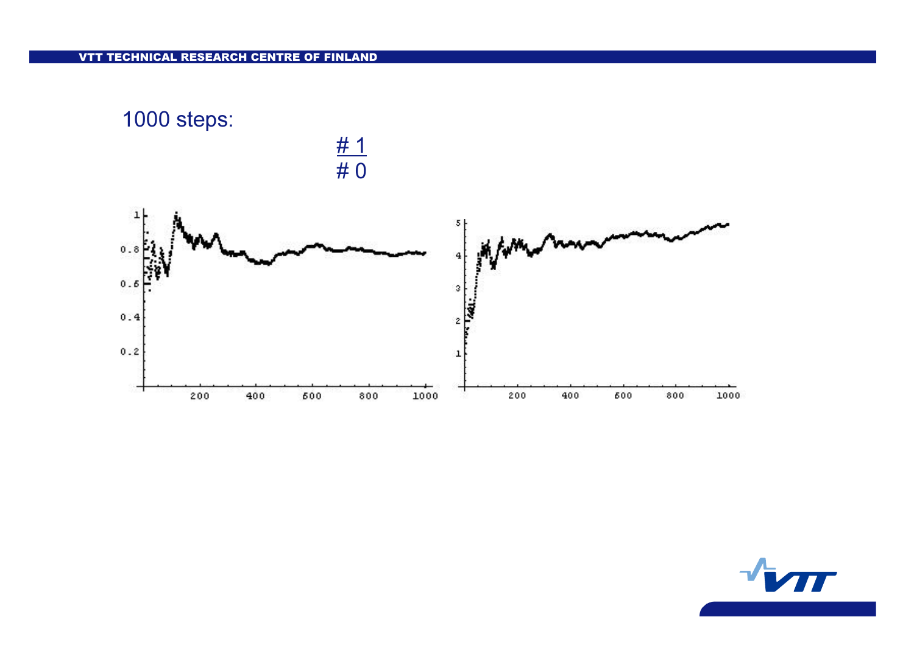1000 steps:

$$\frac{\#\,1}{\#\,0}$$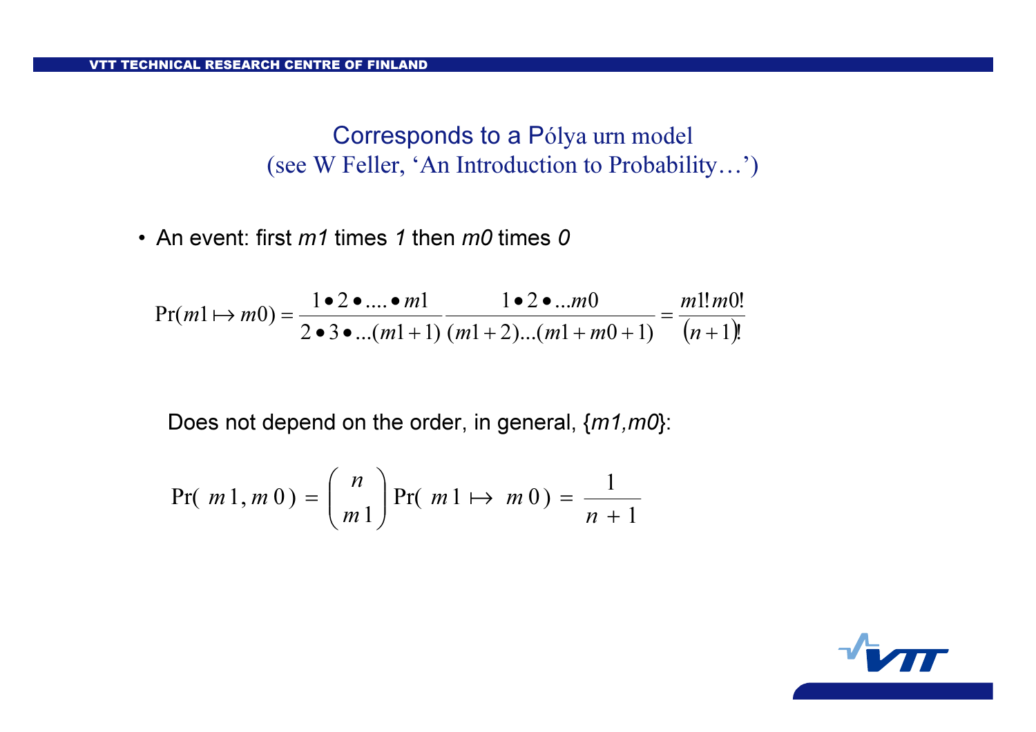## Corresponds to a Pólya urn model
### (see W Feller, ‘An Introduction to Probability…’)

- An event: first *m1* times *1* then *m0* times *0*

$$\Pr(m1 \mapsto m0) = \frac{1 \bullet 2 \bullet .... \bullet m1}{2 \bullet 3 \bullet ...(m1+1)} \frac{1 \bullet 2 \bullet ...m0}{(m1+2)...(m1+m0+1)} = \frac{m1!\,m0!}{(n+1)!}$$

Does not depend on the order, in general, {*m1*,*m0*}:

$$\Pr(m1, m0) = \binom{n}{m1} \Pr(m1 \mapsto m0) = \frac{1}{n+1}$$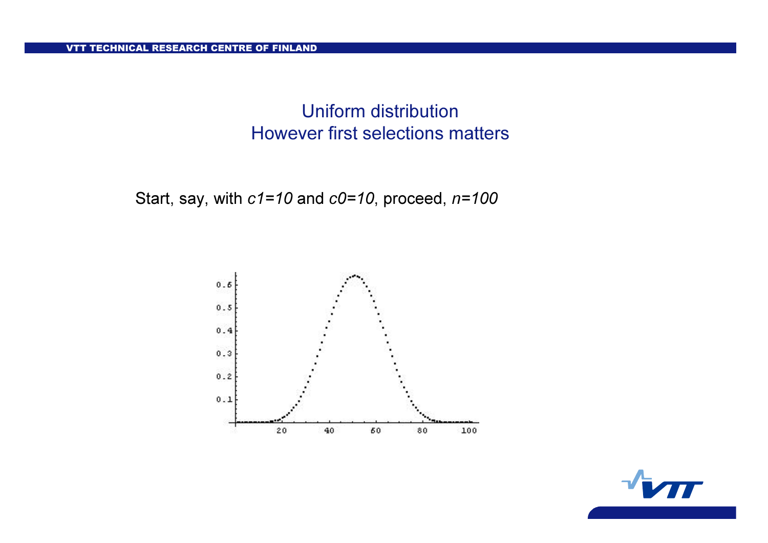## Uniform distribution
## However first selections matters

Start, say, with $c1=10$ and $c0=10$, proceed, $n=100$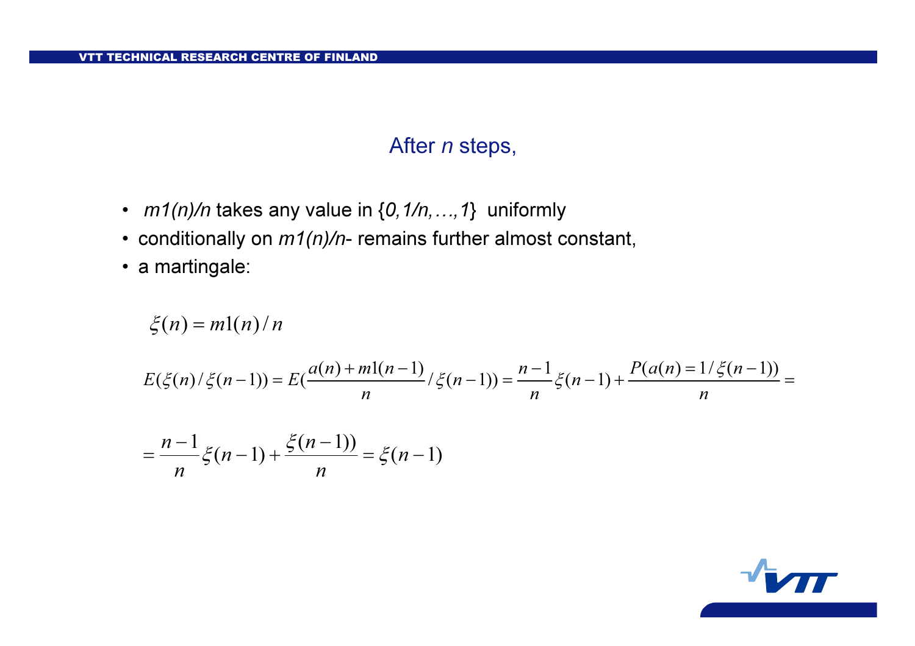## After *n* steps,

- *m1(n)/n* takes any value in {*0,1/n,…,1*} uniformly
- conditionally on *m1(n)/n*- remains further almost constant,
- a martingale:

$$\xi(n) = m1(n)/n$$

$$E(\xi(n)/\xi(n-1)) = E(\frac{a(n) + m1(n-1)}{n}/\xi(n-1)) = \frac{n-1}{n}\xi(n-1) + \frac{P(a(n) = 1/\xi(n-1))}{n} =$$

$$= \frac{n-1}{n}\xi(n-1) + \frac{\xi(n-1))}{n} = \xi(n-1)$$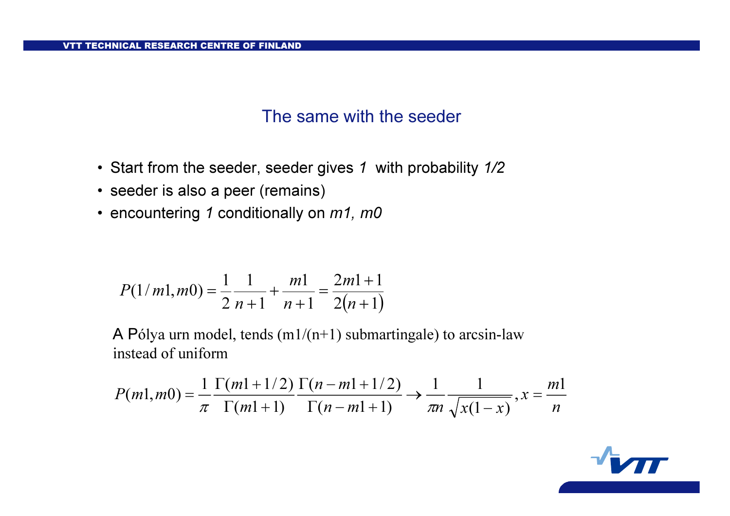## The same with the seeder

- Start from the seeder, seeder gives *1* with probability *1/2*
- seeder is also a peer (remains)
- encountering *1* conditionally on *m1, m0*

$$P(1/m1,m0) = \frac{1}{2}\frac{1}{n+1} + \frac{m1}{n+1} = \frac{2m1+1}{2(n+1)}$$

A Pólya urn model, tends (m1/(n+1) submartingale) to arcsin-law instead of uniform

$$P(m1,m0) = \frac{1}{\pi}\frac{\Gamma(m1+1/2)}{\Gamma(m1+1)}\frac{\Gamma(n-m1+1/2)}{\Gamma(n-m1+1)} \rightarrow \frac{1}{\pi n}\frac{1}{\sqrt{x(1-x)}}, x = \frac{m1}{n}$$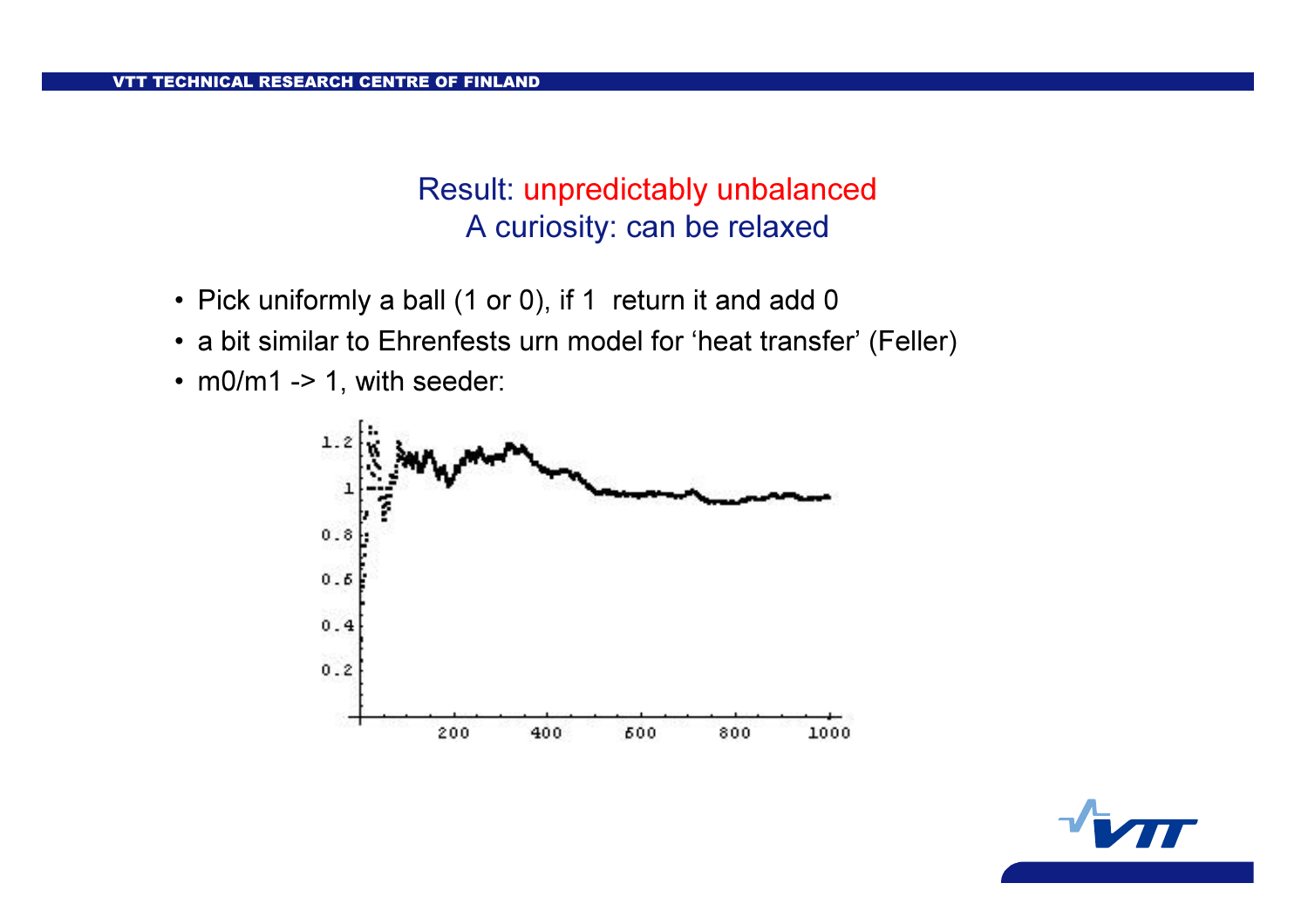## Result: unpredictably unbalanced
## A curiosity: can be relaxed

- Pick uniformly a ball (1 or 0), if 1 return it and add 0
- a bit similar to Ehrenfests urn model for 'heat transfer' (Feller)
- m0/m1 -> 1, with seeder: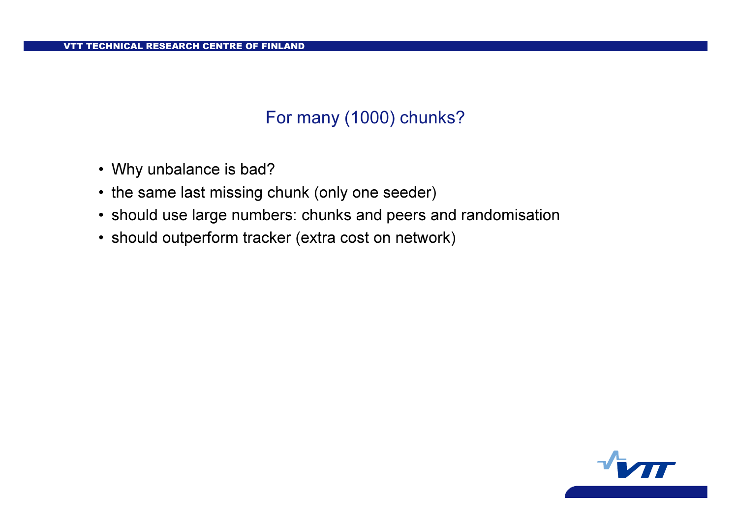# For many (1000) chunks?

- Why unbalance is bad?
- the same last missing chunk (only one seeder)
- should use large numbers: chunks and peers and randomisation
- should outperform tracker (extra cost on network)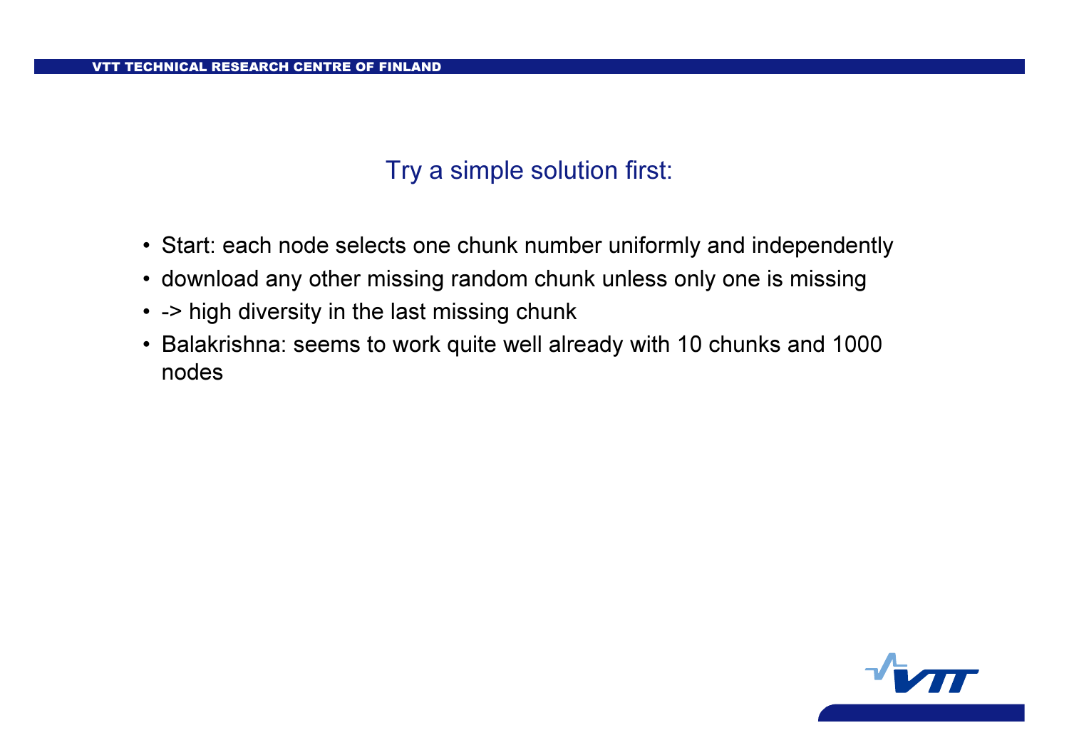## Try a simple solution first:

- Start: each node selects one chunk number uniformly and independently
- download any other missing random chunk unless only one is missing
- -> high diversity in the last missing chunk
- Balakrishna: seems to work quite well already with 10 chunks and 1000 nodes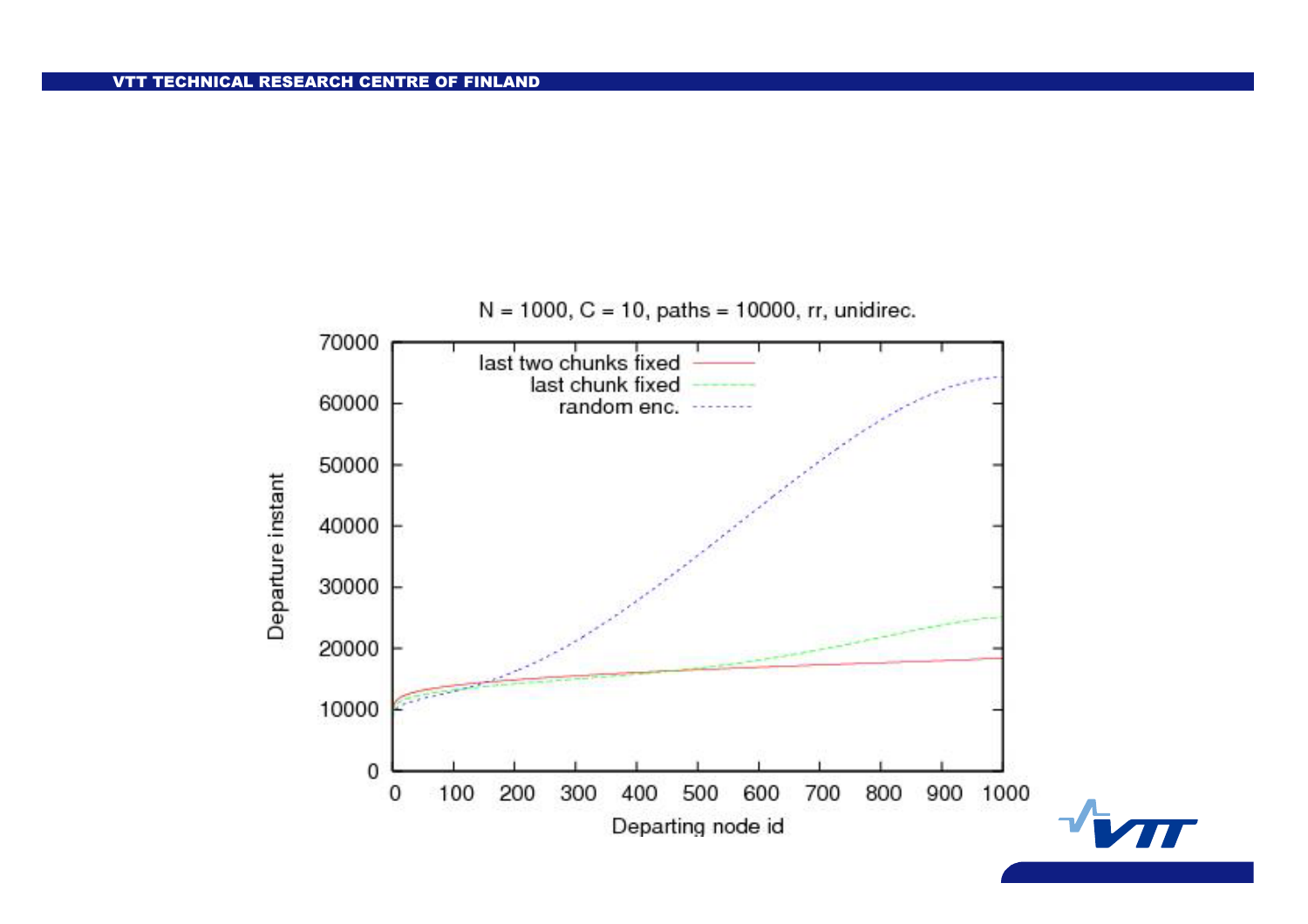N = 1000, C = 10, paths = 10000, rr, unidirec.

last two chunks fixed

last chunk fixed

random enc.

Departure instant

70000
60000
50000
40000
30000
20000
10000
0

Departing node id

0 100 200 300 400 500 600 700 800 900 1000